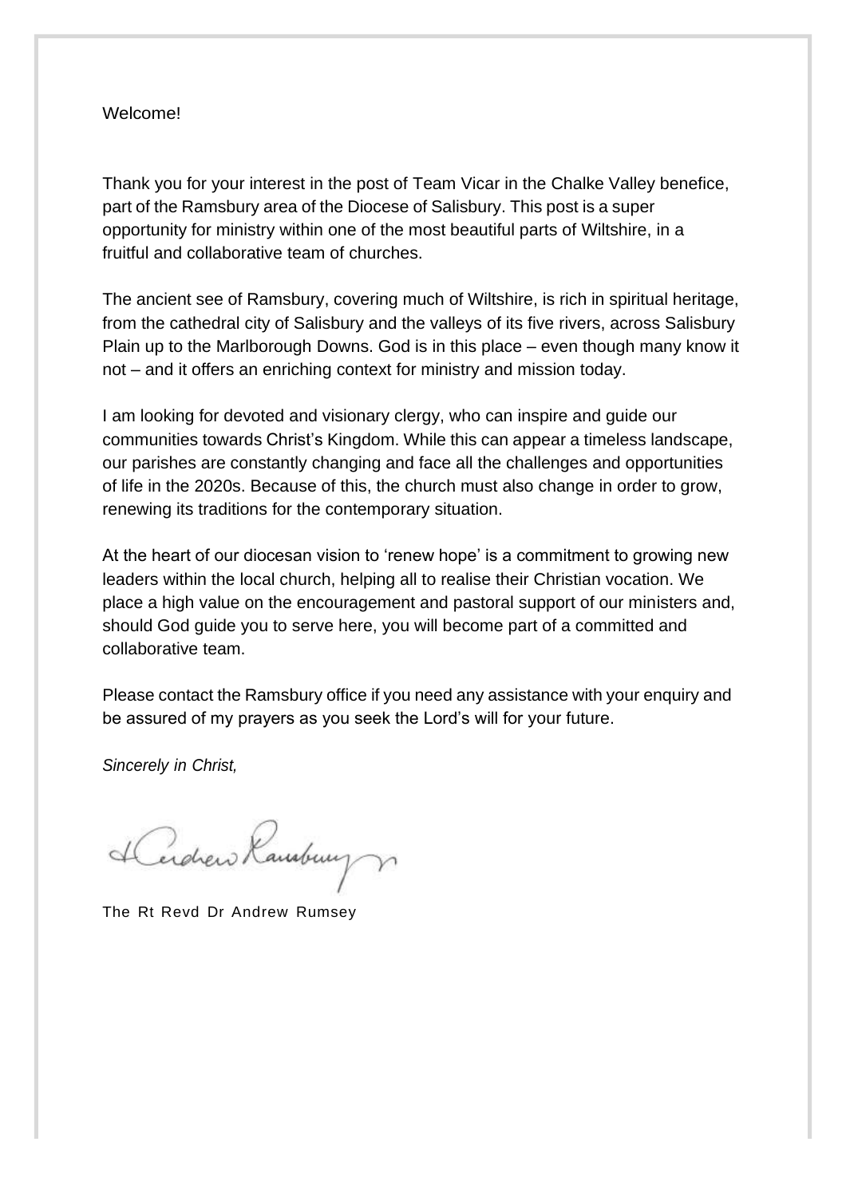Welcome!

Thank you for your interest in the post of Team Vicar in the Chalke Valley benefice, part of the Ramsbury area of the Diocese of Salisbury. This post is a super opportunity for ministry within one of the most beautiful parts of Wiltshire, in a fruitful and collaborative team of churches.

The ancient see of Ramsbury, covering much of Wiltshire, is rich in spiritual heritage, from the cathedral city of Salisbury and the valleys of its five rivers, across Salisbury Plain up to the Marlborough Downs. God is in this place – even though many know it not – and it offers an enriching context for ministry and mission today.

I am looking for devoted and visionary clergy, who can inspire and guide our communities towards Christ's Kingdom. While this can appear a timeless landscape, our parishes are constantly changing and face all the challenges and opportunities of life in the 2020s. Because of this, the church must also change in order to grow, renewing its traditions for the contemporary situation.

At the heart of our diocesan vision to 'renew hope' is a commitment to growing new leaders within the local church, helping all to realise their Christian vocation. We place a high value on the encouragement and pastoral support of our ministers and, should God guide you to serve here, you will become part of a committed and collaborative team.

Please contact the Ramsbury office if you need any assistance with your enquiry and be assured of my prayers as you seek the Lord's will for your future.

*Sincerely in Christ,*

+Andrew Ramsbury

The Rt Revd Dr Andrew Rumsey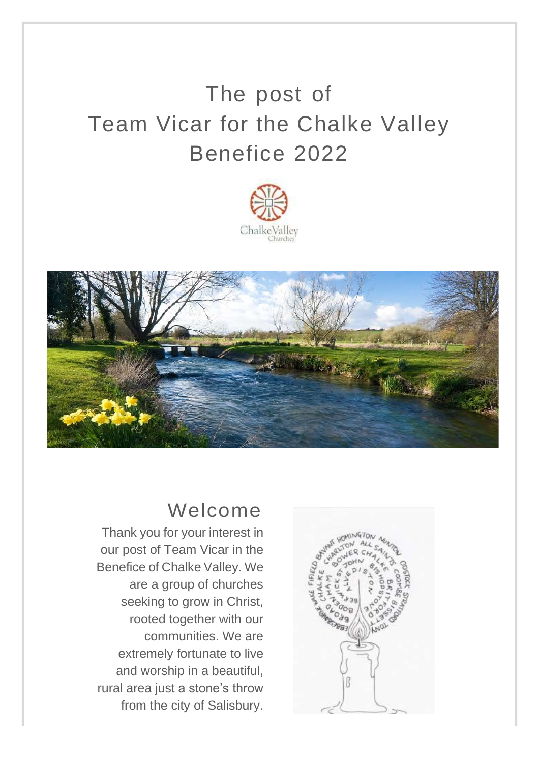# The post of Team Vicar for the Chalke Valley Benefice 2022

## Welcome

Thank you for your interest in our post of Team Vicar in the Benefice of Chalke Valley. We are a group of churches seeking to grow in Christ, rooted together with our communities. We are extremely fortunate to live and worship in a beautiful, rural area just a stone's throw from the city of Salisbury.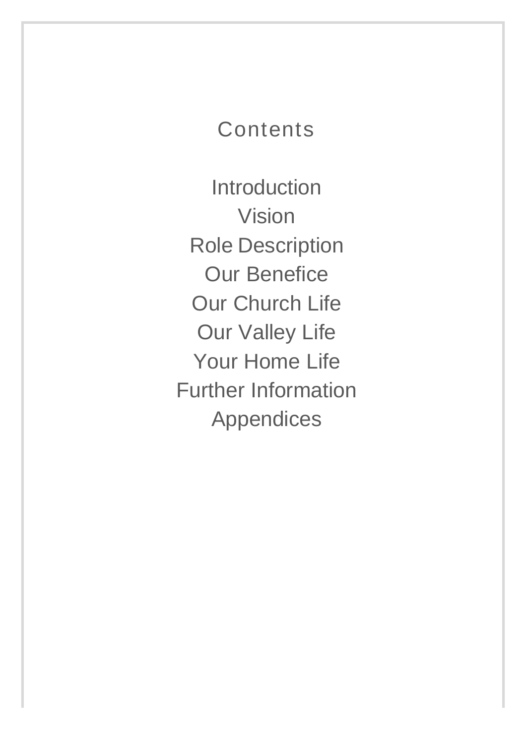# Contents

Introduction
Vision
Role Description
Our Benefice
Our Church Life
Our Valley Life
Your Home Life
Further Information
Appendices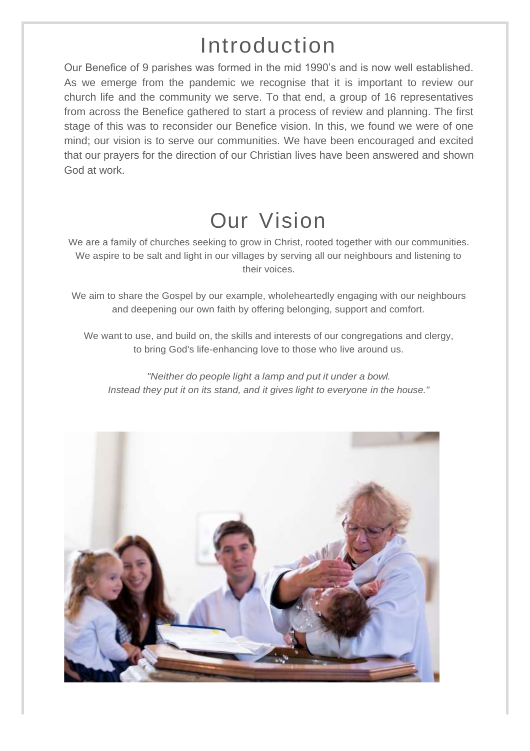# Introduction

Our Benefice of 9 parishes was formed in the mid 1990's and is now well established. As we emerge from the pandemic we recognise that it is important to review our church life and the community we serve. To that end, a group of 16 representatives from across the Benefice gathered to start a process of review and planning. The first stage of this was to reconsider our Benefice vision. In this, we found we were of one mind; our vision is to serve our communities. We have been encouraged and excited that our prayers for the direction of our Christian lives have been answered and shown God at work.

# Our Vision

We are a family of churches seeking to grow in Christ, rooted together with our communities. We aspire to be salt and light in our villages by serving all our neighbours and listening to their voices.

We aim to share the Gospel by our example, wholeheartedly engaging with our neighbours and deepening our own faith by offering belonging, support and comfort.

We want to use, and build on, the skills and interests of our congregations and clergy, to bring God's life-enhancing love to those who live around us.

*"Neither do people light a lamp and put it under a bowl. Instead they put it on its stand, and it gives light to everyone in the house."*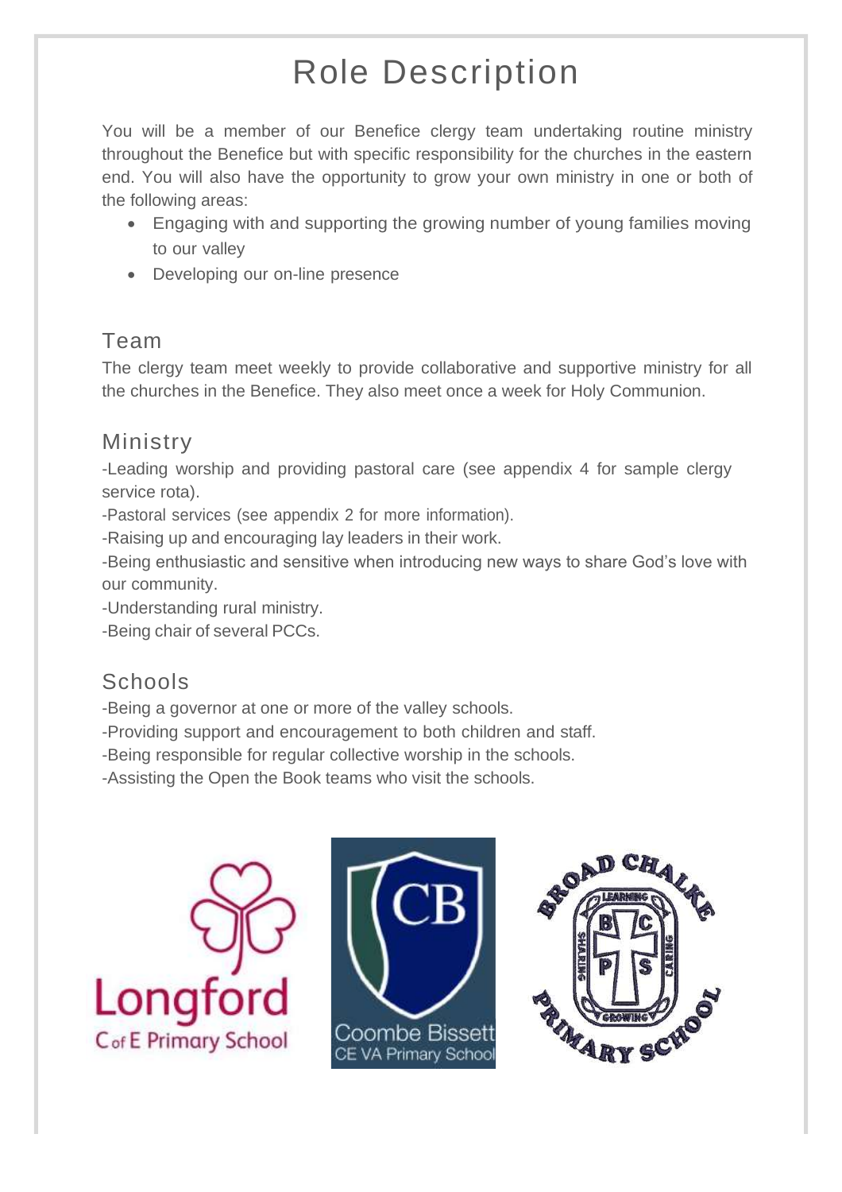# Role Description

You will be a member of our Benefice clergy team undertaking routine ministry throughout the Benefice but with specific responsibility for the churches in the eastern end. You will also have the opportunity to grow your own ministry in one or both of the following areas:

- Engaging with and supporting the growing number of young families moving to our valley
- Developing our on-line presence

## Team

The clergy team meet weekly to provide collaborative and supportive ministry for all the churches in the Benefice. They also meet once a week for Holy Communion.

## Ministry

-Leading worship and providing pastoral care (see appendix 4 for sample clergy service rota).
-Pastoral services (see appendix 2 for more information).
-Raising up and encouraging lay leaders in their work.
-Being enthusiastic and sensitive when introducing new ways to share God's love with our community.
-Understanding rural ministry.
-Being chair of several PCCs.

## Schools

-Being a governor at one or more of the valley schools.
-Providing support and encouragement to both children and staff.
-Being responsible for regular collective worship in the schools.
-Assisting the Open the Book teams who visit the schools.

Longford C of E Primary School

Coombe Bissett CE VA Primary School

Broad Chalke Primary School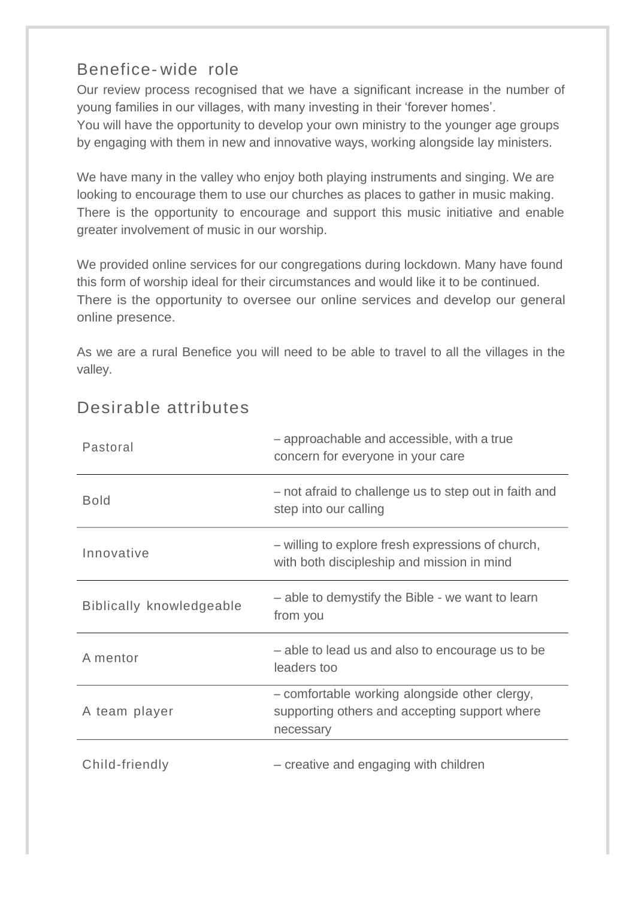## Benefice-wide role

Our review process recognised that we have a significant increase in the number of young families in our villages, with many investing in their 'forever homes'.
You will have the opportunity to develop your own ministry to the younger age groups by engaging with them in new and innovative ways, working alongside lay ministers.

We have many in the valley who enjoy both playing instruments and singing. We are looking to encourage them to use our churches as places to gather in music making. There is the opportunity to encourage and support this music initiative and enable greater involvement of music in our worship.

We provided online services for our congregations during lockdown. Many have found this form of worship ideal for their circumstances and would like it to be continued. There is the opportunity to oversee our online services and develop our general online presence.

As we are a rural Benefice you will need to be able to travel to all the villages in the valley.

## Desirable attributes

| | |
|---|---|
| Pastoral | – approachable and accessible, with a true concern for everyone in your care |
| Bold | – not afraid to challenge us to step out in faith and step into our calling |
| Innovative | – willing to explore fresh expressions of church, with both discipleship and mission in mind |
| Biblically knowledgeable | – able to demystify the Bible - we want to learn from you |
| A mentor | – able to lead us and also to encourage us to be leaders too |
| A team player | – comfortable working alongside other clergy, supporting others and accepting support where necessary |
| Child-friendly | – creative and engaging with children |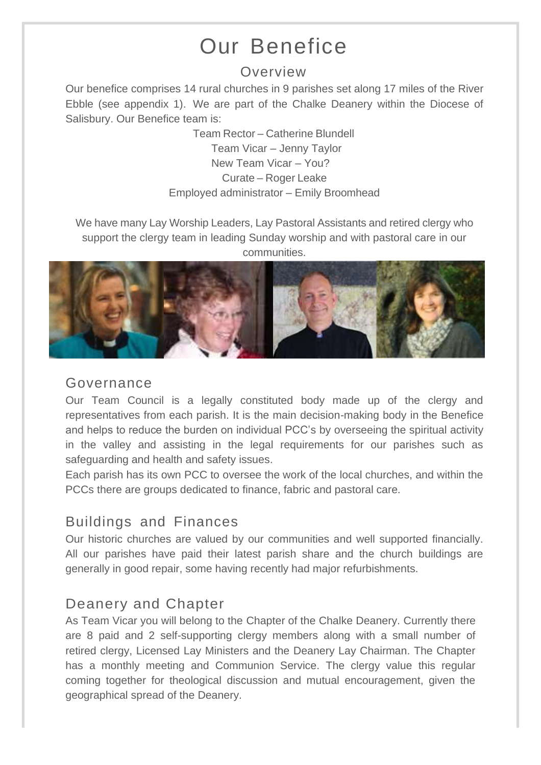# Our Benefice

## Overview

Our benefice comprises 14 rural churches in 9 parishes set along 17 miles of the River Ebble (see appendix 1). We are part of the Chalke Deanery within the Diocese of Salisbury. Our Benefice team is:

Team Rector – Catherine Blundell
Team Vicar – Jenny Taylor
New Team Vicar – You?
Curate – Roger Leake
Employed administrator – Emily Broomhead

We have many Lay Worship Leaders, Lay Pastoral Assistants and retired clergy who support the clergy team in leading Sunday worship and with pastoral care in our communities.

## Governance

Our Team Council is a legally constituted body made up of the clergy and representatives from each parish. It is the main decision-making body in the Benefice and helps to reduce the burden on individual PCC's by overseeing the spiritual activity in the valley and assisting in the legal requirements for our parishes such as safeguarding and health and safety issues.

Each parish has its own PCC to oversee the work of the local churches, and within the PCCs there are groups dedicated to finance, fabric and pastoral care.

## Buildings and Finances

Our historic churches are valued by our communities and well supported financially. All our parishes have paid their latest parish share and the church buildings are generally in good repair, some having recently had major refurbishments.

## Deanery and Chapter

As Team Vicar you will belong to the Chapter of the Chalke Deanery. Currently there are 8 paid and 2 self-supporting clergy members along with a small number of retired clergy, Licensed Lay Ministers and the Deanery Lay Chairman. The Chapter has a monthly meeting and Communion Service. The clergy value this regular coming together for theological discussion and mutual encouragement, given the geographical spread of the Deanery.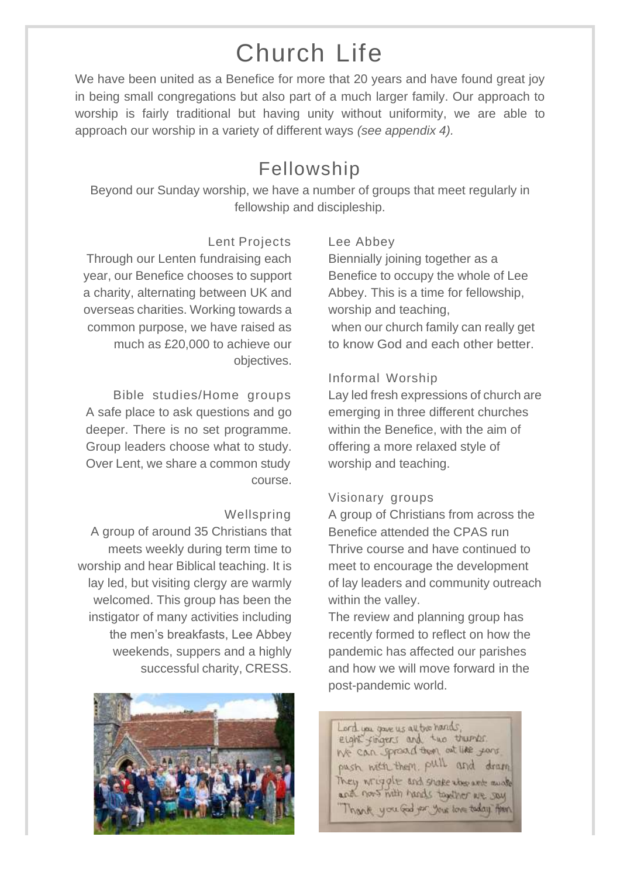# Church Life

We have been united as a Benefice for more that 20 years and have found great joy in being small congregations but also part of a much larger family. Our approach to worship is fairly traditional but having unity without uniformity, we are able to approach our worship in a variety of different ways *(see appendix 4).*

## Fellowship

Beyond our Sunday worship, we have a number of groups that meet regularly in fellowship and discipleship.

### Lent Projects

Through our Lenten fundraising each year, our Benefice chooses to support a charity, alternating between UK and overseas charities. Working towards a common purpose, we have raised as much as £20,000 to achieve our objectives.

### Bible studies/Home groups

A safe place to ask questions and go deeper. There is no set programme. Group leaders choose what to study. Over Lent, we share a common study course.

### Wellspring

A group of around 35 Christians that meets weekly during term time to worship and hear Biblical teaching. It is lay led, but visiting clergy are warmly welcomed. This group has been the instigator of many activities including the men's breakfasts, Lee Abbey weekends, suppers and a highly successful charity, CRESS.

### Lee Abbey

Biennially joining together as a Benefice to occupy the whole of Lee Abbey. This is a time for fellowship, worship and teaching, when our church family can really get to know God and each other better.

### Informal Worship

Lay led fresh expressions of church are emerging in three different churches within the Benefice, with the aim of offering a more relaxed style of worship and teaching.

### Visionary groups

A group of Christians from across the Benefice attended the CPAS run Thrive course and have continued to meet to encourage the development of lay leaders and community outreach within the valley.

The review and planning group has recently formed to reflect on how the pandemic has affected our parishes and how we will move forward in the post-pandemic world.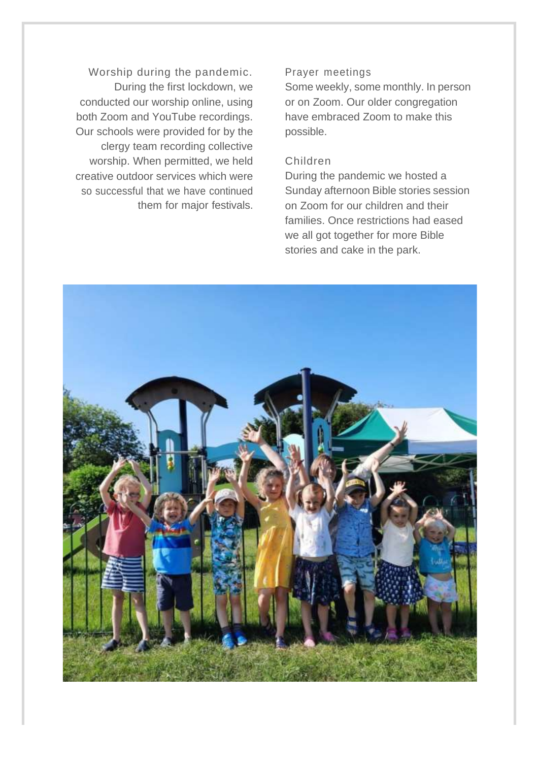## Worship during the pandemic.

During the first lockdown, we conducted our worship online, using both Zoom and YouTube recordings. Our schools were provided for by the clergy team recording collective worship. When permitted, we held creative outdoor services which were so successful that we have continued them for major festivals.

## Prayer meetings

Some weekly, some monthly. In person or on Zoom. Our older congregation have embraced Zoom to make this possible.

## Children

During the pandemic we hosted a Sunday afternoon Bible stories session on Zoom for our children and their families. Once restrictions had eased we all got together for more Bible stories and cake in the park.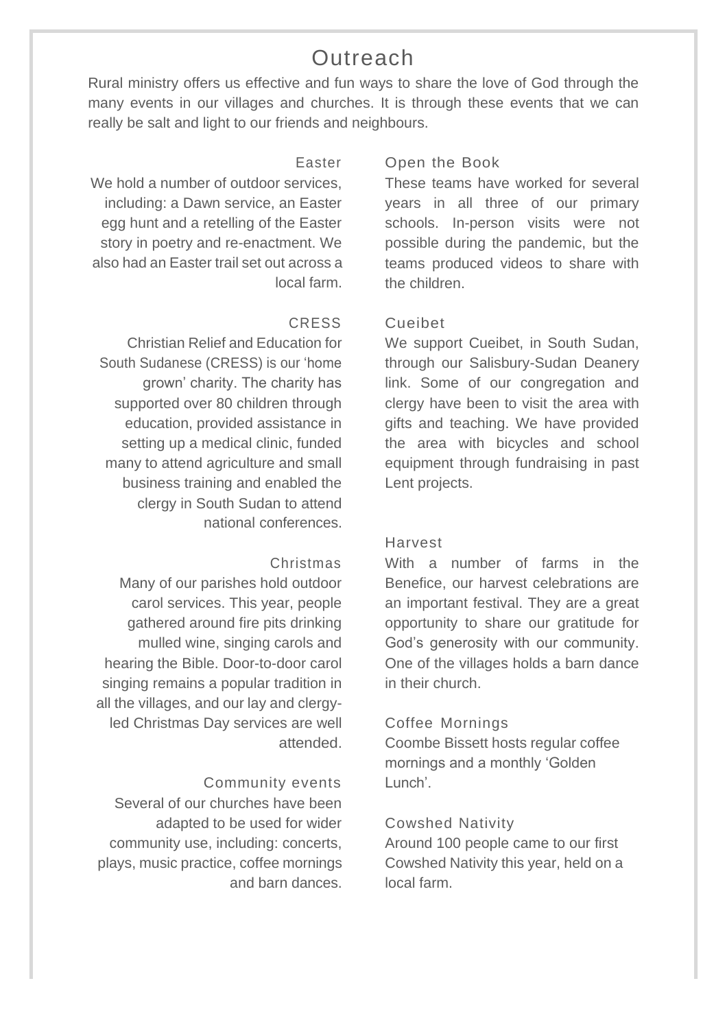# Outreach

Rural ministry offers us effective and fun ways to share the love of God through the many events in our villages and churches. It is through these events that we can really be salt and light to our friends and neighbours.

### Easter

We hold a number of outdoor services, including: a Dawn service, an Easter egg hunt and a retelling of the Easter story in poetry and re-enactment. We also had an Easter trail set out across a local farm.

### CRESS

Christian Relief and Education for South Sudanese (CRESS) is our 'home grown' charity. The charity has supported over 80 children through education, provided assistance in setting up a medical clinic, funded many to attend agriculture and small business training and enabled the clergy in South Sudan to attend national conferences.

### Christmas

Many of our parishes hold outdoor carol services. This year, people gathered around fire pits drinking mulled wine, singing carols and hearing the Bible. Door-to-door carol singing remains a popular tradition in all the villages, and our lay and clergy-led Christmas Day services are well attended.

### Community events

Several of our churches have been adapted to be used for wider community use, including: concerts, plays, music practice, coffee mornings and barn dances.

### Open the Book

These teams have worked for several years in all three of our primary schools. In-person visits were not possible during the pandemic, but the teams produced videos to share with the children.

### Cueibet

We support Cueibet, in South Sudan, through our Salisbury-Sudan Deanery link. Some of our congregation and clergy have been to visit the area with gifts and teaching. We have provided the area with bicycles and school equipment through fundraising in past Lent projects.

### Harvest

With a number of farms in the Benefice, our harvest celebrations are an important festival. They are a great opportunity to share our gratitude for God's generosity with our community. One of the villages holds a barn dance in their church.

### Coffee Mornings

Coombe Bissett hosts regular coffee mornings and a monthly 'Golden Lunch'.

### Cowshed Nativity

Around 100 people came to our first Cowshed Nativity this year, held on a local farm.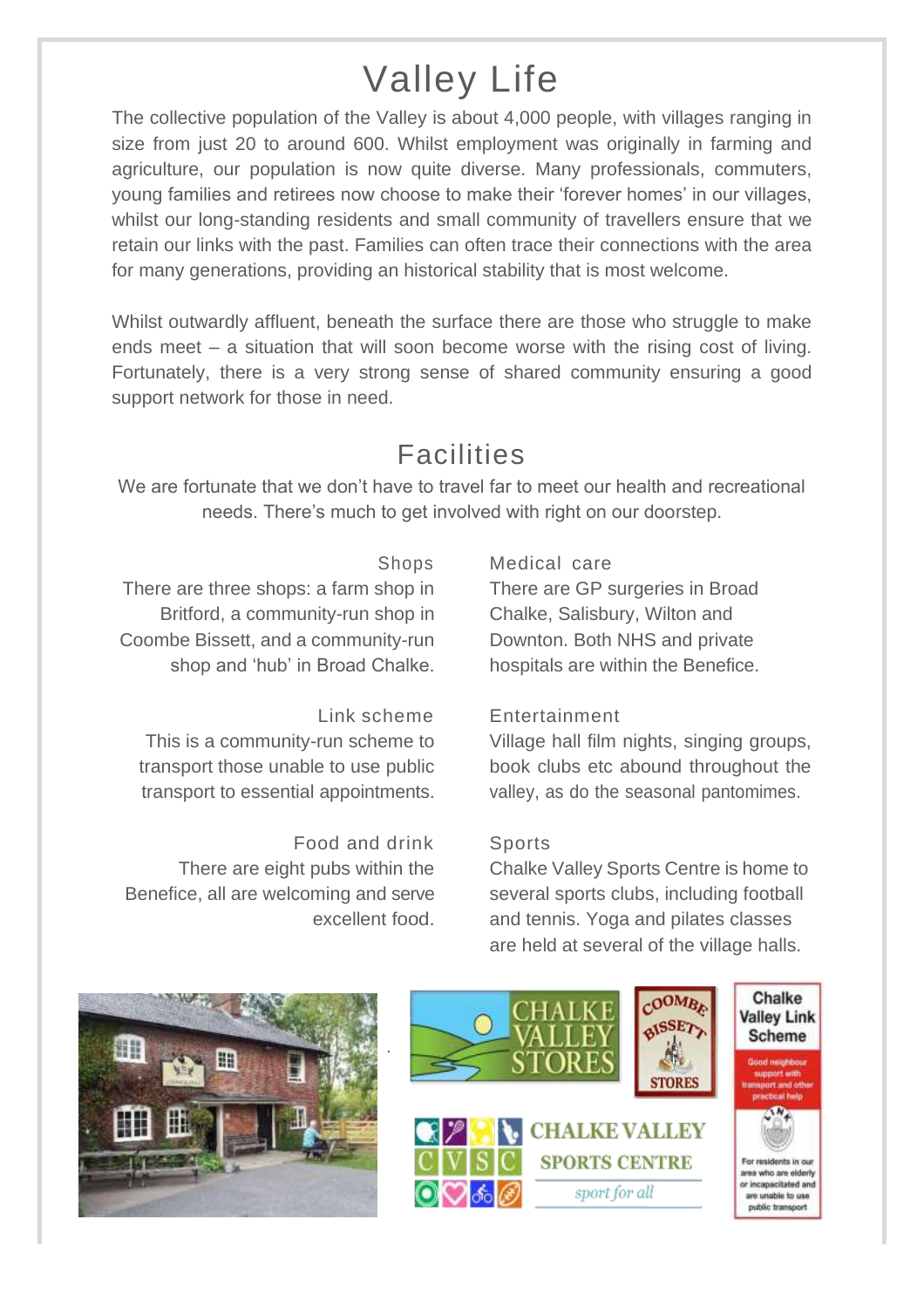# Valley Life

The collective population of the Valley is about 4,000 people, with villages ranging in size from just 20 to around 600. Whilst employment was originally in farming and agriculture, our population is now quite diverse. Many professionals, commuters, young families and retirees now choose to make their 'forever homes' in our villages, whilst our long-standing residents and small community of travellers ensure that we retain our links with the past. Families can often trace their connections with the area for many generations, providing an historical stability that is most welcome.

Whilst outwardly affluent, beneath the surface there are those who struggle to make ends meet – a situation that will soon become worse with the rising cost of living. Fortunately, there is a very strong sense of shared community ensuring a good support network for those in need.

## Facilities

We are fortunate that we don't have to travel far to meet our health and recreational needs. There's much to get involved with right on our doorstep.

### Shops

There are three shops: a farm shop in Britford, a community-run shop in Coombe Bissett, and a community-run shop and 'hub' in Broad Chalke.

### Link scheme

This is a community-run scheme to transport those unable to use public transport to essential appointments.

### Food and drink

There are eight pubs within the Benefice, all are welcoming and serve excellent food.

### Medical care

There are GP surgeries in Broad Chalke, Salisbury, Wilton and Downton. Both NHS and private hospitals are within the Benefice.

### Entertainment

Village hall film nights, singing groups, book clubs etc abound throughout the valley, as do the seasonal pantomimes.

### Sports

Chalke Valley Sports Centre is home to several sports clubs, including football and tennis. Yoga and pilates classes are held at several of the village halls.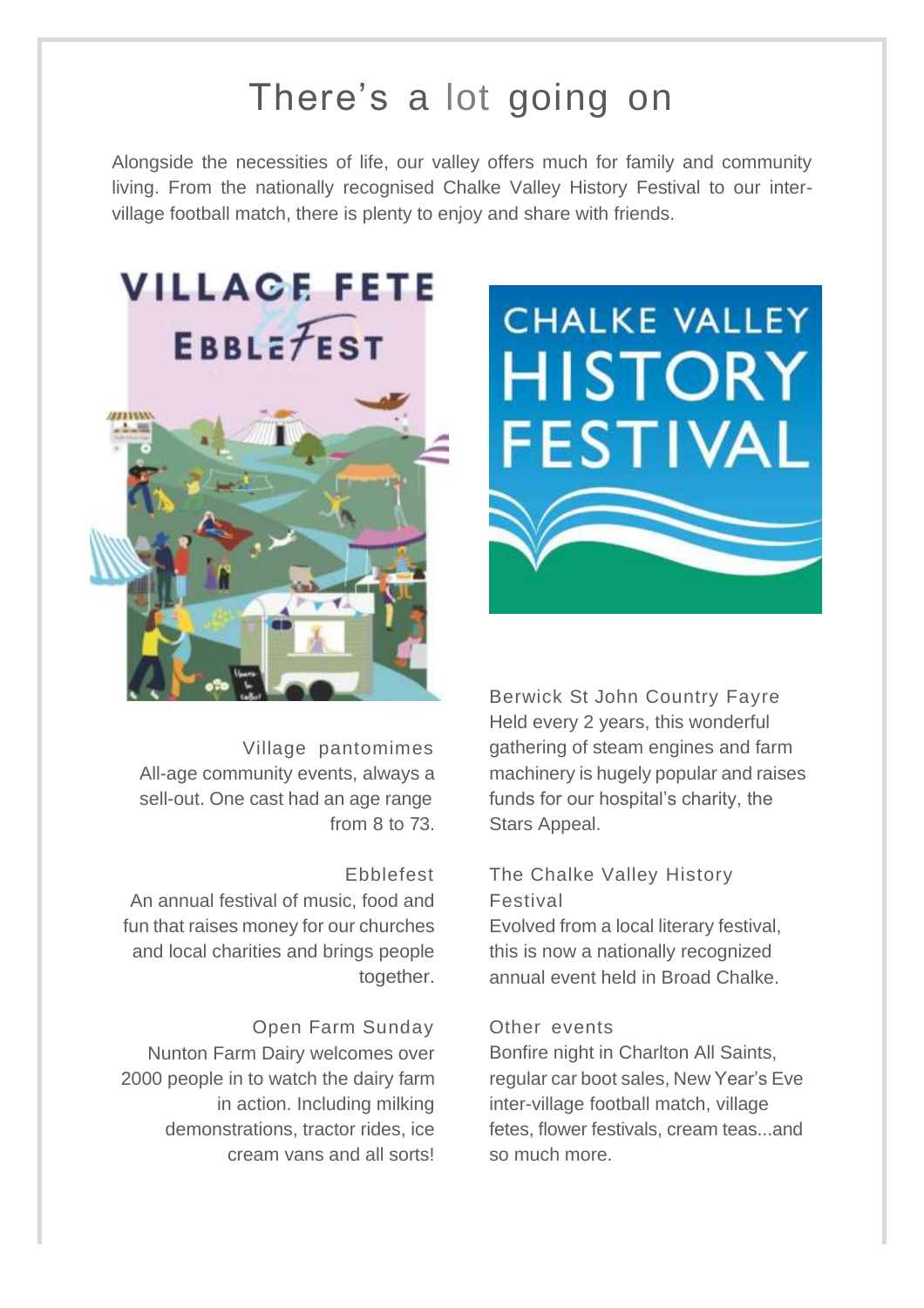# There's a lot going on

Alongside the necessities of life, our valley offers much for family and community living. From the nationally recognised Chalke Valley History Festival to our inter-village football match, there is plenty to enjoy and share with friends.

### Village pantomimes

All-age community events, always a sell-out. One cast had an age range from 8 to 73.

### Ebblefest

An annual festival of music, food and fun that raises money for our churches and local charities and brings people together.

### Open Farm Sunday

Nunton Farm Dairy welcomes over 2000 people in to watch the dairy farm in action. Including milking demonstrations, tractor rides, ice cream vans and all sorts!

### Berwick St John Country Fayre

Held every 2 years, this wonderful gathering of steam engines and farm machinery is hugely popular and raises funds for our hospital's charity, the Stars Appeal.

### The Chalke Valley History Festival

Evolved from a local literary festival, this is now a nationally recognized annual event held in Broad Chalke.

### Other events

Bonfire night in Charlton All Saints, regular car boot sales, New Year's Eve inter-village football match, village fetes, flower festivals, cream teas...and so much more.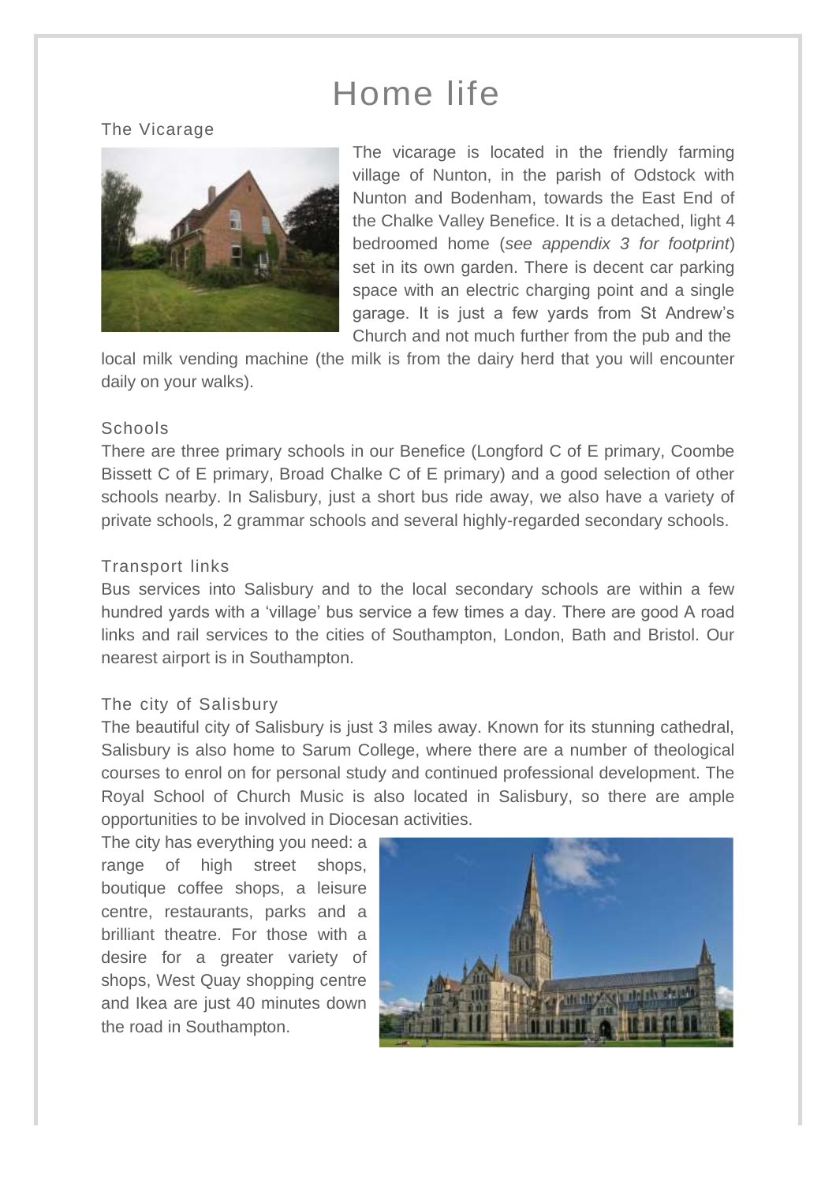# Home life

## The Vicarage

The vicarage is located in the friendly farming village of Nunton, in the parish of Odstock with Nunton and Bodenham, towards the East End of the Chalke Valley Benefice. It is a detached, light 4 bedroomed home (*see appendix 3 for footprint*) set in its own garden. There is decent car parking space with an electric charging point and a single garage. It is just a few yards from St Andrew's Church and not much further from the pub and the local milk vending machine (the milk is from the dairy herd that you will encounter daily on your walks).

## Schools

There are three primary schools in our Benefice (Longford C of E primary, Coombe Bissett C of E primary, Broad Chalke C of E primary) and a good selection of other schools nearby. In Salisbury, just a short bus ride away, we also have a variety of private schools, 2 grammar schools and several highly-regarded secondary schools.

## Transport links

Bus services into Salisbury and to the local secondary schools are within a few hundred yards with a 'village' bus service a few times a day. There are good A road links and rail services to the cities of Southampton, London, Bath and Bristol. Our nearest airport is in Southampton.

## The city of Salisbury

The beautiful city of Salisbury is just 3 miles away. Known for its stunning cathedral, Salisbury is also home to Sarum College, where there are a number of theological courses to enrol on for personal study and continued professional development. The Royal School of Church Music is also located in Salisbury, so there are ample opportunities to be involved in Diocesan activities.

The city has everything you need: a range of high street shops, boutique coffee shops, a leisure centre, restaurants, parks and a brilliant theatre. For those with a desire for a greater variety of shops, West Quay shopping centre and Ikea are just 40 minutes down the road in Southampton.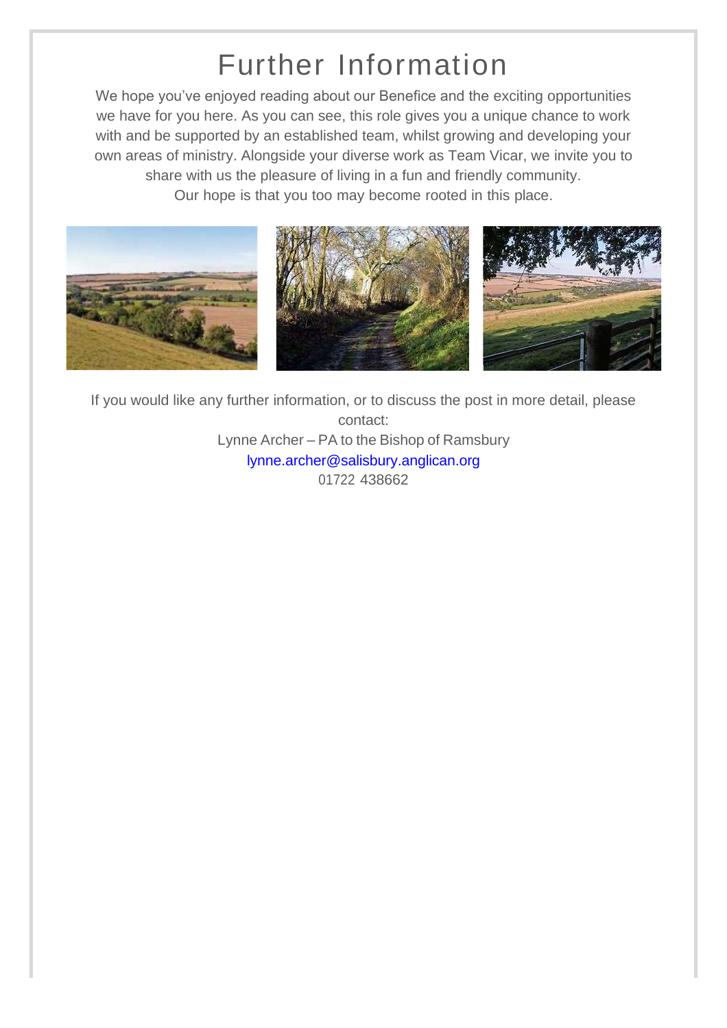# Further Information

We hope you've enjoyed reading about our Benefice and the exciting opportunities we have for you here. As you can see, this role gives you a unique chance to work with and be supported by an established team, whilst growing and developing your own areas of ministry. Alongside your diverse work as Team Vicar, we invite you to share with us the pleasure of living in a fun and friendly community.
Our hope is that you too may become rooted in this place.

If you would like any further information, or to discuss the post in more detail, please contact:
Lynne Archer – PA to the Bishop of Ramsbury
lynne.archer@salisbury.anglican.org
01722 438662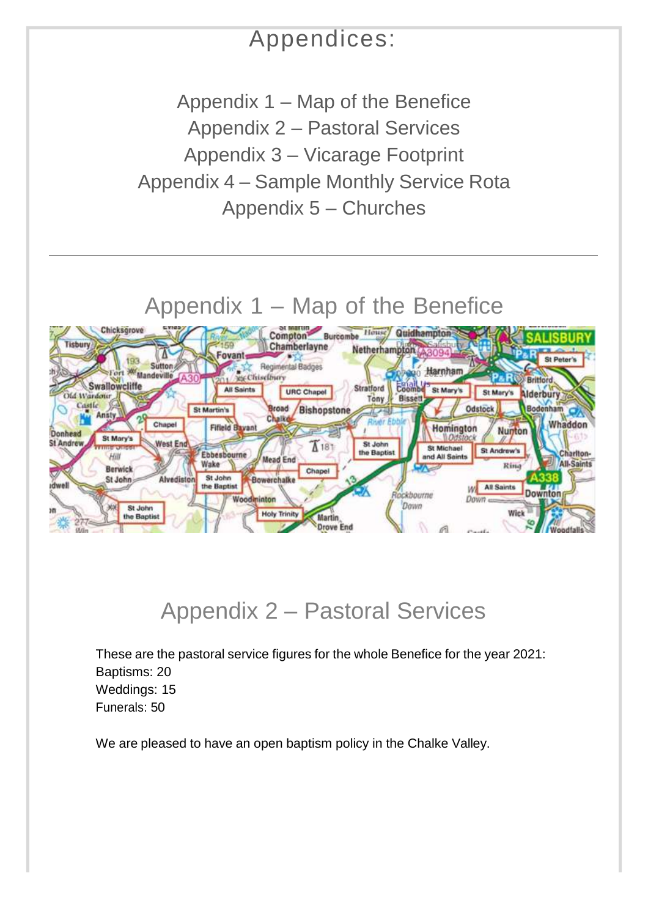# Appendices:

Appendix 1 – Map of the Benefice
Appendix 2 – Pastoral Services
Appendix 3 – Vicarage Footprint
Appendix 4 – Sample Monthly Service Rota
Appendix 5 – Churches

---

## Appendix 1 – Map of the Benefice

## Appendix 2 – Pastoral Services

These are the pastoral service figures for the whole Benefice for the year 2021:
Baptisms: 20
Weddings: 15
Funerals: 50

We are pleased to have an open baptism policy in the Chalke Valley.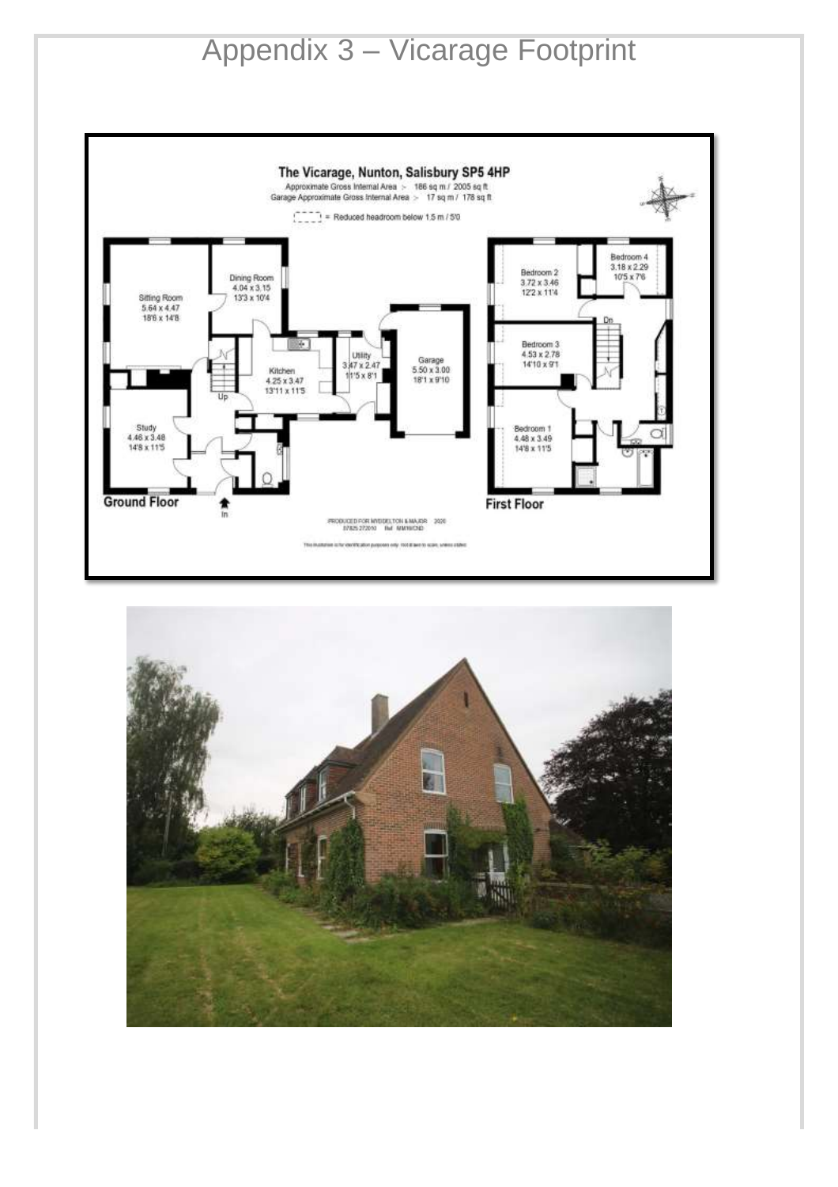# Appendix 3 – Vicarage Footprint

**The Vicarage, Nunton, Salisbury SP5 4HP**

Approximate Gross Internal Area :- 186 sq m / 2005 sq ft
Garage Approximate Gross Internal Area :- 17 sq m / 178 sq ft

[- - - -] = Reduced headroom below 1.5 m / 5'0

**Ground Floor**

- Sitting Room 5.64 x 4.47, 18'6 x 14'8
- Dining Room 4.04 x 3.15, 13'3 x 10'4
- Kitchen 4.25 x 3.47, 13'11 x 11'5
- Utility 3.47 x 2.47, 11'5 x 8'1
- Garage 5.50 x 3.00, 18'1 x 9'10
- Study 4.46 x 3.48, 14'8 x 11'5

**First Floor**

- Bedroom 2 3.72 x 3.46, 12'2 x 11'4
- Bedroom 4 3.18 x 2.29, 10'5 x 7'6
- Bedroom 3 4.53 x 2.78, 14'10 x 9'1
- Bedroom 1 4.48 x 3.49, 14'8 x 11'5

PRODUCED FOR MYDDELTON & MAJOR 2020
07825 272010 Ref: MM/W/CND

This illustration is for identification purposes only. Not drawn to scale, unless stated.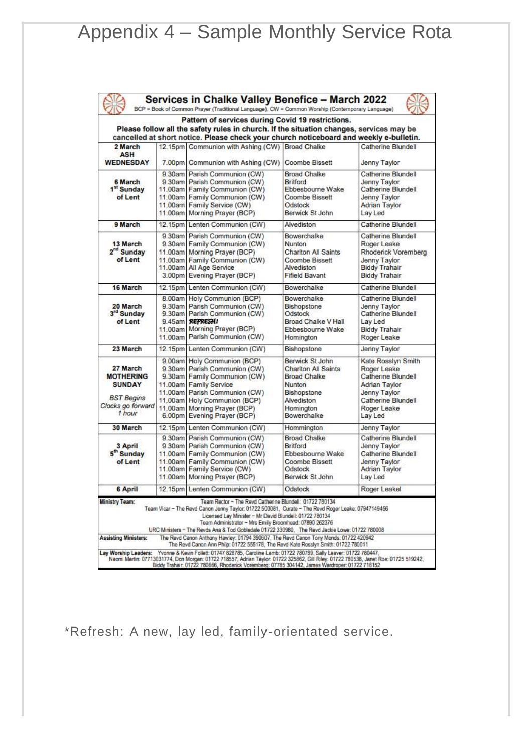# Appendix 4 – Sample Monthly Service Rota

**Services in Chalke Valley Benefice – March 2022**

BCP = Book of Common Prayer (Traditional Language), CW = Common Worship (Contemporary Language)

**Pattern of services during Covid 19 restrictions.**
**Please follow all the safety rules in church. If the situation changes, services may be cancelled at short notice. Please check your church noticeboard and weekly e-bulletin.**

| Date | Time | Service | Church | Leader |
|---|---|---|---|---|
| **2 March ASH WEDNESDAY** | 12.15pm | Communion with Ashing (CW) | Broad Chalke | Catherine Blundell |
| | 7.00pm | Communion with Ashing (CW) | Coombe Bissett | Jenny Taylor |
| **6 March 1st Sunday of Lent** | 9.30am | Parish Communion (CW) | Broad Chalke | Catherine Blundell |
| | 9.30am | Parish Communion (CW) | Britford | Jenny Taylor |
| | 11.00am | Family Communion (CW) | Ebbesbourne Wake | Catherine Blundell |
| | 11.00am | Family Communion (CW) | Coombe Bissett | Jenny Taylor |
| | 11.00am | Family Service (CW) | Odstock | Adrian Taylor |
| | 11.00am | Morning Prayer (BCP) | Berwick St John | Lay Led |
| **9 March** | 12.15pm | Lenten Communion (CW) | Alvediston | Catherine Blundell |
| **13 March 2nd Sunday of Lent** | 9.30am | Parish Communion (CW) | Bowerchalke | Catherine Blundell |
| | 9.30am | Family Communion (CW) | Nunton | Roger Leake |
| | 11.00am | Morning Prayer (BCP) | Charlton All Saints | Rhoderick Voremberg |
| | 11.00am | Family Communion (CW) | Coombe Bissett | Jenny Taylor |
| | 11.00am | All Age Service | Alvediston | Biddy Trahair |
| | 3.00pm | Evening Prayer (BCP) | Fifield Bavant | Biddy Trahair |
| **16 March** | 12.15pm | Lenten Communion (CW) | Bowerchalke | Catherine Blundell |
| **20 March 3rd Sunday of Lent** | 8.00am | Holy Communion (BCP) | Bowerchalke | Catherine Blundell |
| | 9.30am | Parish Communion (CW) | Bishopstone | Jenny Taylor |
| | 9.30am | Parish Communion (CW) | Odstock | Catherine Blundell |
| | 9.45am | **REFRESH!** | Broad Chalke V Hall | Lay Led |
| | 11.00am | Morning Prayer (BCP) | Ebbesbourne Wake | Biddy Trahair |
| | 11.00am | Parish Communion (CW) | Homington | Roger Leake |
| **23 March** | 12.15pm | Lenten Communion (CW) | Bishopstone | Jenny Taylor |
| **27 March MOTHERING SUNDAY** *BST Begins Clocks go forward 1 hour* | 9.00am | Holy Communion (BCP) | Berwick St John | Kate Rosslyn Smith |
| | 9.30am | Parish Communion (CW) | Charlton All Saints | Roger Leake |
| | 9.30am | Family Communion (CW) | Broad Chalke | Catherine Blundell |
| | 11.00am | Family Service | Nunton | Adrian Taylor |
| | 11.00am | Parish Communion (CW) | Bishopstone | Jenny Taylor |
| | 11.00am | Holy Communion (BCP) | Alvediston | Catherine Blundell |
| | 11.00am | Morning Prayer (BCP) | Homington | Roger Leake |
| | 6.00pm | Evening Prayer (BCP) | Bowerchalke | Lay Led |
| **30 March** | 12.15pm | Lenten Communion (CW) | Hommington | Jenny Taylor |
| **3 April 5th Sunday of Lent** | 9.30am | Parish Communion (CW) | Broad Chalke | Catherine Blundell |
| | 9.30am | Parish Communion (CW) | Britford | Jenny Taylor |
| | 11.00am | Family Communion (CW) | Ebbesbourne Wake | Catherine Blundell |
| | 11.00am | Family Communion (CW) | Coombe Bissett | Jenny Taylor |
| | 11.00am | Family Service (CW) | Odstock | Adrian Taylor |
| | 11.00am | Morning Prayer (BCP) | Berwick St John | Lay Led |
| **6 April** | 12.15pm | Lenten Communion (CW) | Odstock | Roger Leakel |

**Ministry Team:** Team Rector – The Revd Catherine Blundell: 01722 780134
Team Vicar – The Revd Canon Jenny Taylor: 01722 503081, Curate – The Revd Roger Leake: 07947149456
Licensed Lay Minister – Mr David Blundell: 01722 780134
Team Administrator – Mrs Emily Broomhead: 07890 262376
URC Ministers – The Revds Ana & Tod Gobledale 01722 330980, The Revd Jackie Lowe: 01722 780008

**Assisting Ministers:** The Revd Canon Anthony Hawley: 01794 390607, The Revd Canon Tony Monds: 01722 420942
The Revd Canon Ann Philp: 01722 555178, The Revd Kate Rosslyn Smith: 01722 780011

**Lay Worship Leaders:** Yvonne & Kevin Follett: 01747 828785, Caroline Lamb: 01722 780789, Sally Leaver: 01722 780447, Naomi Martin: 07713031774, Don Morgan: 01722 718557, Adrian Taylor: 01722 325862, Gill Riley: 01722 780538, Janet Roe: 01725 519242, Biddy Trahair: 01722 780666, Rhoderick Voremberg: 07785 304142, James Wardroper: 01722 718152

*Refresh: A new, lay led, family-orientated service.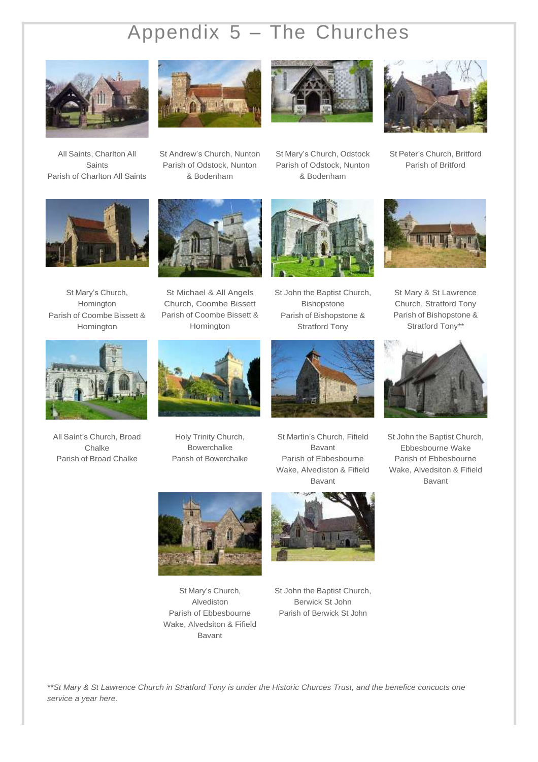# Appendix 5 – The Churches

All Saints, Charlton All Saints
Parish of Charlton All Saints

St Andrew's Church, Nunton
Parish of Odstock, Nunton & Bodenham

St Mary's Church, Odstock
Parish of Odstock, Nunton & Bodenham

St Peter's Church, Britford
Parish of Britford

St Mary's Church, Homington
Parish of Coombe Bissett & Homington

St Michael & All Angels Church, Coombe Bissett
Parish of Coombe Bissett & Homington

St John the Baptist Church, Bishopstone
Parish of Bishopstone & Stratford Tony

St Mary & St Lawrence Church, Stratford Tony
Parish of Bishopstone & Stratford Tony**

All Saint's Church, Broad Chalke
Parish of Broad Chalke

Holy Trinity Church, Bowerchalke
Parish of Bowerchalke

St Martin's Church, Fifield Bavant
Parish of Ebbesbourne Wake, Alvediston & Fifield Bavant

St John the Baptist Church, Ebbesbourne Wake
Parish of Ebbesbourne Wake, Alvedsiton & Fifield Bavant

St Mary's Church, Alvediston
Parish of Ebbesbourne Wake, Alvedsiton & Fifield Bavant

St John the Baptist Church, Berwick St John
Parish of Berwick St John

*\*\*St Mary & St Lawrence Church in Stratford Tony is under the Historic Churces Trust, and the benefice concucts one service a year here.*